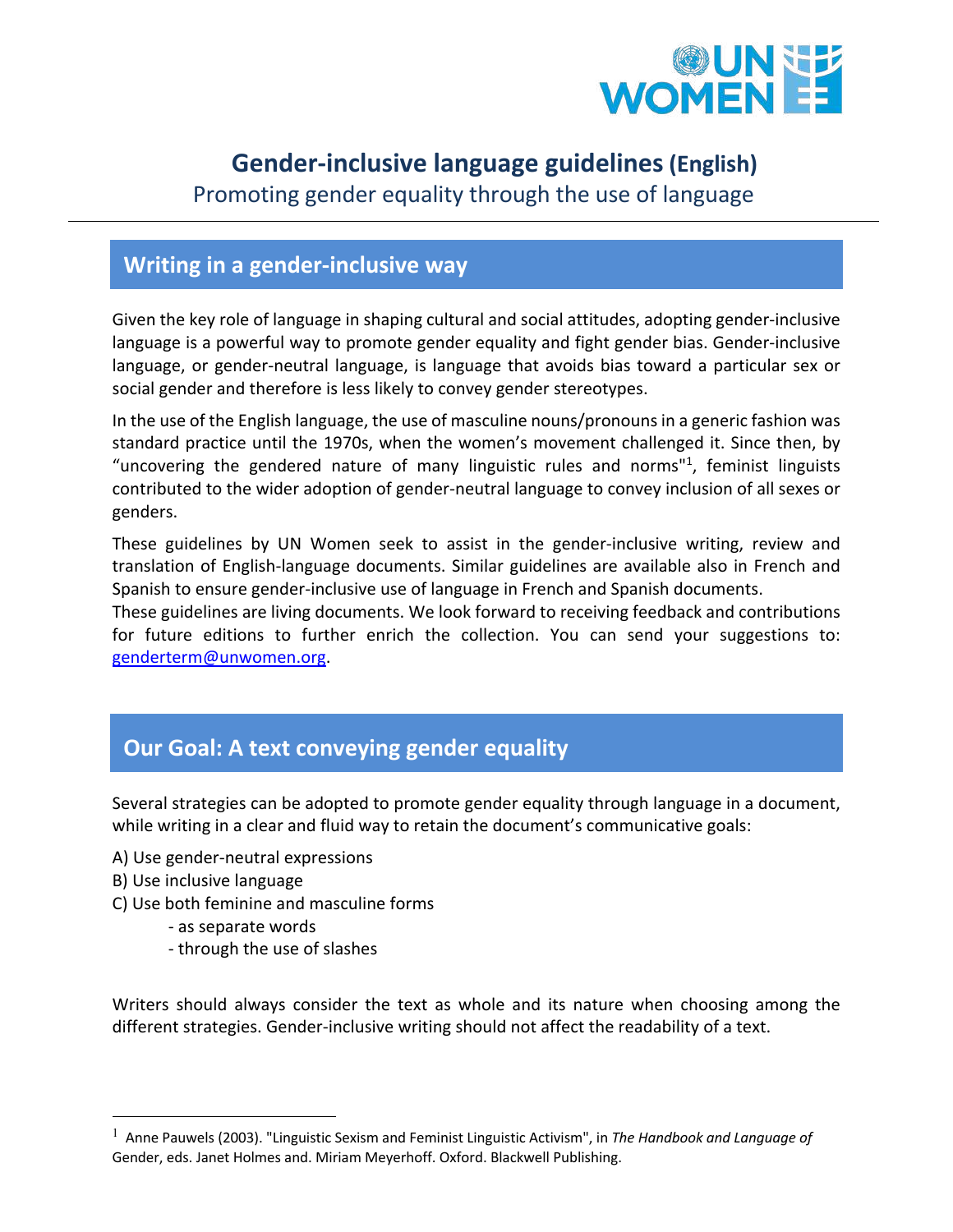# Gender-inclusive language guidelines (English)

Promoting gender equality through the use of language

## Writing in a gender-inclusive way

Given the key role of language in shaping cultural and social attitudes, adopting gender-inclusive language is a powerful way to promote gender equality and fight gender bias. Gender-inclusive language, or gender-neutral language, is language that avoids bias toward a particular sex or social gender and therefore is less likely to convey gender stereotypes.

In the use of the English language, the use of masculine nouns/pronouns in a generic fashion was standard practice until the 1970s, when the women's movement challenged it. Since then, by "uncovering the gendered nature of many linguistic rules and norms"[1], feminist linguists contributed to the wider adoption of gender-neutral language to convey inclusion of all sexes or genders.

These guidelines by UN Women seek to assist in the gender-inclusive writing, review and translation of English-language documents. Similar guidelines are available also in French and Spanish to ensure gender-inclusive use of language in French and Spanish documents.
These guidelines are living documents. We look forward to receiving feedback and contributions for future editions to further enrich the collection. You can send your suggestions to: genderterm@unwomen.org.

## Our Goal: A text conveying gender equality

Several strategies can be adopted to promote gender equality through language in a document, while writing in a clear and fluid way to retain the document's communicative goals:

A) Use gender-neutral expressions
B) Use inclusive language
C) Use both feminine and masculine forms
   - as separate words
   - through the use of slashes

Writers should always consider the text as whole and its nature when choosing among the different strategies. Gender-inclusive writing should not affect the readability of a text.

---

[1] Anne Pauwels (2003). "Linguistic Sexism and Feminist Linguistic Activism", in *The Handbook and Language of* Gender, eds. Janet Holmes and. Miriam Meyerhoff. Oxford. Blackwell Publishing.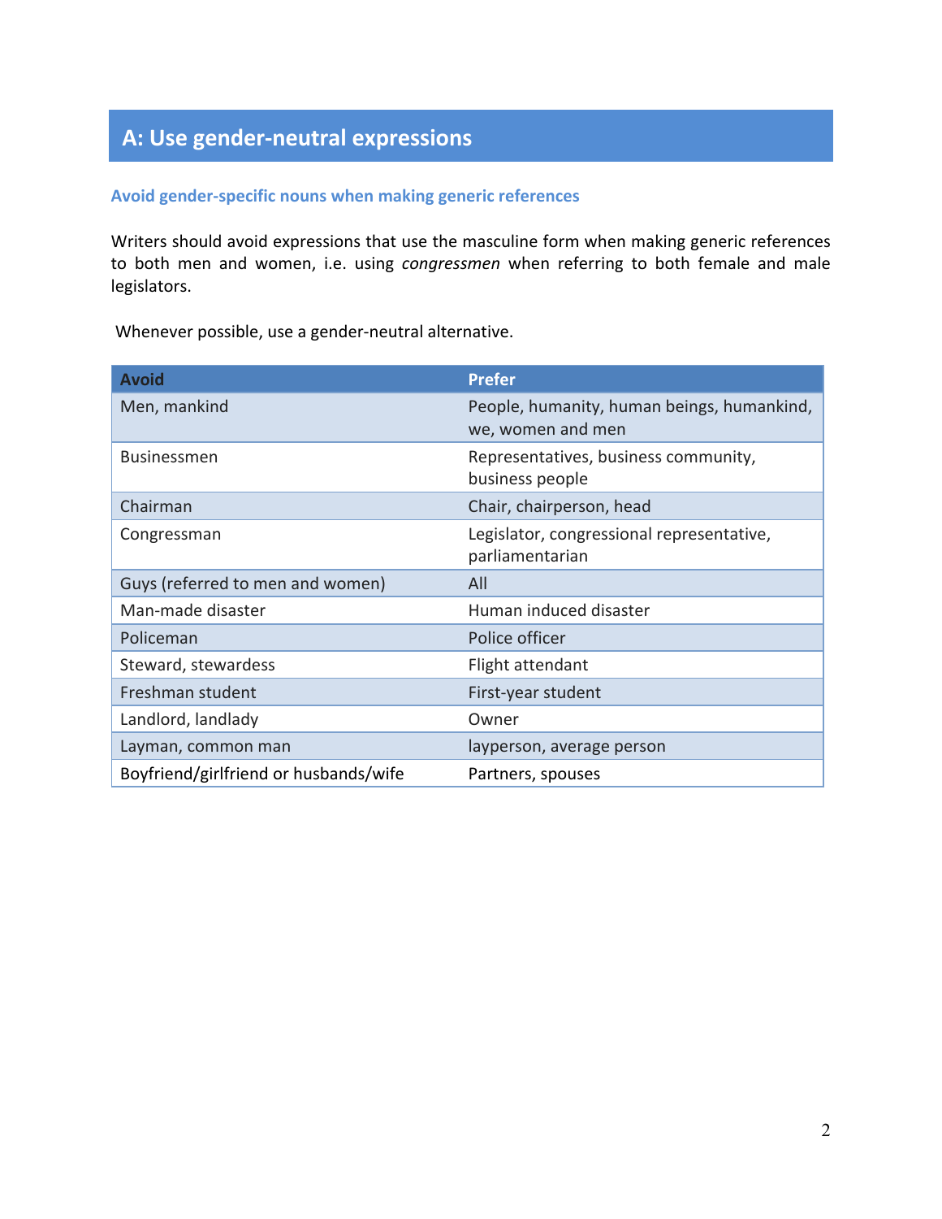## A: Use gender-neutral expressions

### Avoid gender-specific nouns when making generic references

Writers should avoid expressions that use the masculine form when making generic references to both men and women, i.e. using *congressmen* when referring to both female and male legislators.

Whenever possible, use a gender-neutral alternative.

| Avoid | Prefer |
|---|---|
| Men, mankind | People, humanity, human beings, humankind, we, women and men |
| Businessmen | Representatives, business community, business people |
| Chairman | Chair, chairperson, head |
| Congressman | Legislator, congressional representative, parliamentarian |
| Guys (referred to men and women) | All |
| Man-made disaster | Human induced disaster |
| Policeman | Police officer |
| Steward, stewardess | Flight attendant |
| Freshman student | First-year student |
| Landlord, landlady | Owner |
| Layman, common man | layperson, average person |
| Boyfriend/girlfriend or husbands/wife | Partners, spouses |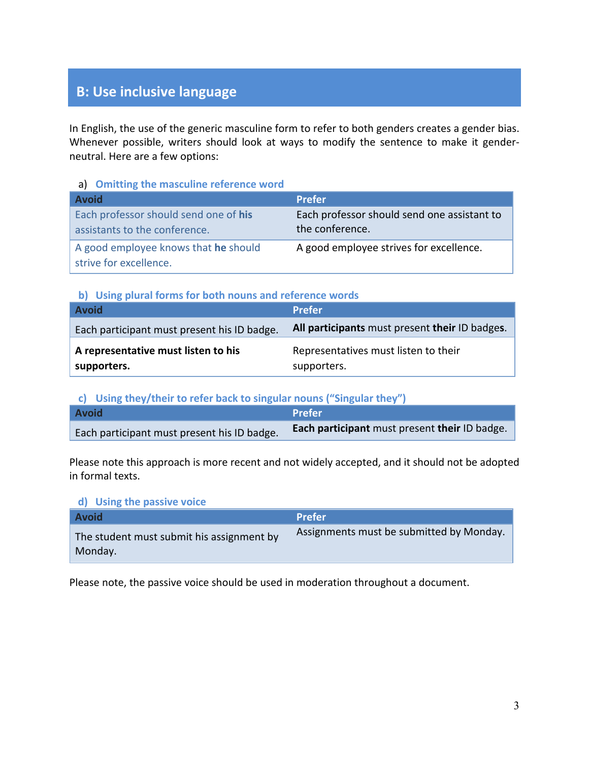## B: Use inclusive language

In English, the use of the generic masculine form to refer to both genders creates a gender bias. Whenever possible, writers should look at ways to modify the sentence to make it gender-neutral. Here are a few options:

### a) Omitting the masculine reference word

| Avoid | Prefer |
|---|---|
| Each professor should send one of **his** assistants to the conference. | Each professor should send one assistant to the conference. |
| A good employee knows that **he** should strive for excellence. | A good employee strives for excellence. |

### b) Using plural forms for both nouns and reference words

| Avoid | Prefer |
|---|---|
| Each participant must present his ID badge. | **All participants** must present **their** ID badges. |
| **A representative must listen to his supporters.** | Representatives must listen to their supporters. |

### c) Using they/their to refer back to singular nouns (“Singular they”)

| Avoid | Prefer |
|---|---|
| Each participant must present his ID badge. | **Each participant** must present **their** ID badge. |

Please note this approach is more recent and not widely accepted, and it should not be adopted in formal texts.

### d) Using the passive voice

| Avoid | Prefer |
|---|---|
| The student must submit his assignment by Monday. | Assignments must be submitted by Monday. |

Please note, the passive voice should be used in moderation throughout a document.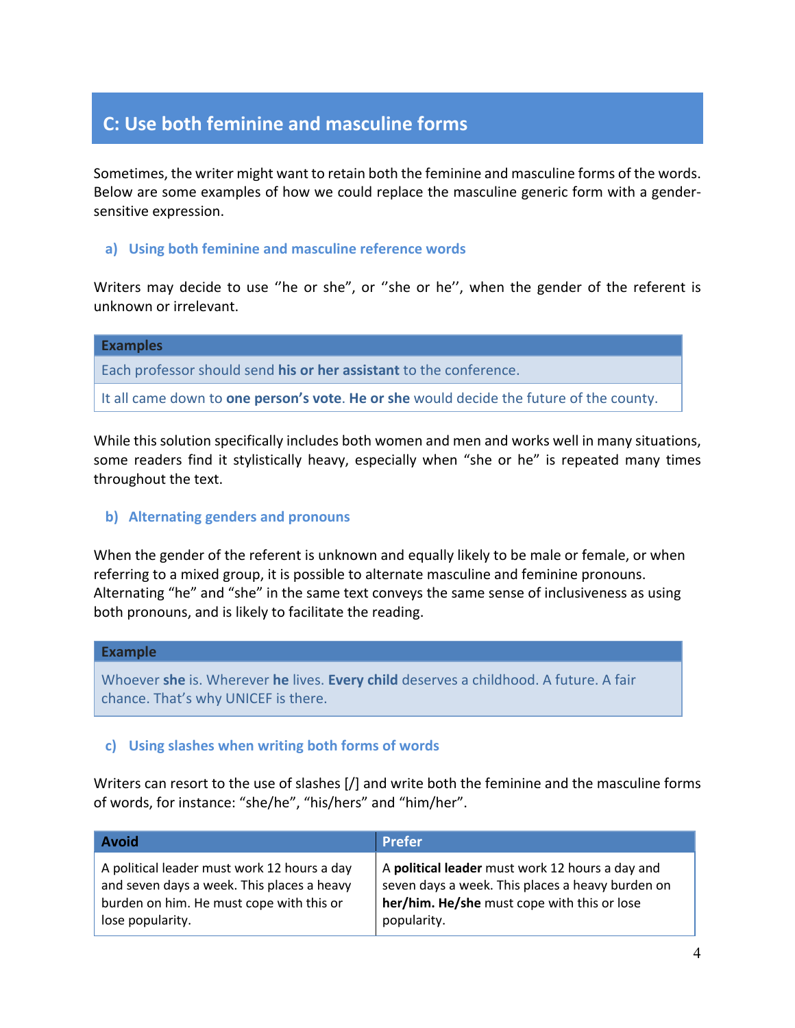## C: Use both feminine and masculine forms

Sometimes, the writer might want to retain both the feminine and masculine forms of the words. Below are some examples of how we could replace the masculine generic form with a gender-sensitive expression.

### a) Using both feminine and masculine reference words

Writers may decide to use ''he or she", or ''she or he'', when the gender of the referent is unknown or irrelevant.

| Examples |
| --- |
| Each professor should send **his or her assistant** to the conference. |
| It all came down to **one person's vote**. **He or she** would decide the future of the county. |

While this solution specifically includes both women and men and works well in many situations, some readers find it stylistically heavy, especially when "she or he" is repeated many times throughout the text.

### b) Alternating genders and pronouns

When the gender of the referent is unknown and equally likely to be male or female, or when referring to a mixed group, it is possible to alternate masculine and feminine pronouns. Alternating "he" and "she" in the same text conveys the same sense of inclusiveness as using both pronouns, and is likely to facilitate the reading.

| Example |
| --- |
| Whoever **she** is. Wherever **he** lives. **Every child** deserves a childhood. A future. A fair chance. That's why UNICEF is there. |

### c) Using slashes when writing both forms of words

Writers can resort to the use of slashes [/] and write both the feminine and the masculine forms of words, for instance: "she/he", "his/hers" and "him/her".

| Avoid | Prefer |
| --- | --- |
| A political leader must work 12 hours a day and seven days a week. This places a heavy burden on him. He must cope with this or lose popularity. | A **political leader** must work 12 hours a day and seven days a week. This places a heavy burden on **her/him. He/she** must cope with this or lose popularity. |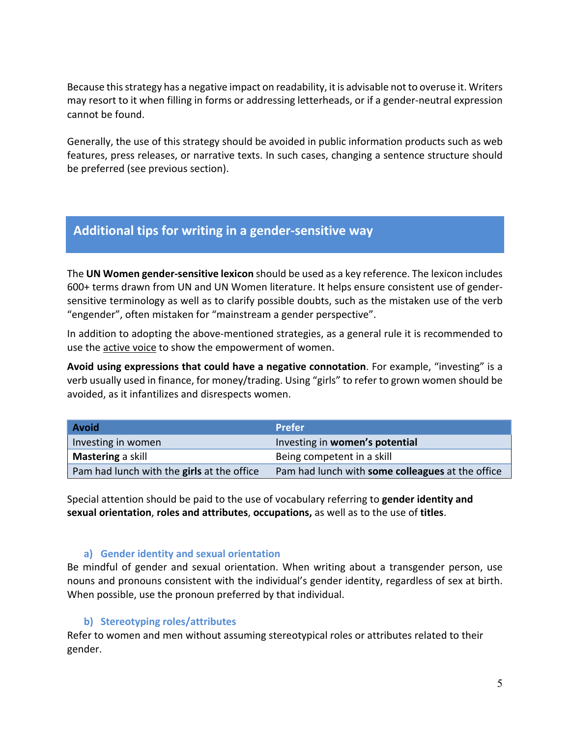Because this strategy has a negative impact on readability, it is advisable not to overuse it. Writers may resort to it when filling in forms or addressing letterheads, or if a gender-neutral expression cannot be found.

Generally, the use of this strategy should be avoided in public information products such as web features, press releases, or narrative texts. In such cases, changing a sentence structure should be preferred (see previous section).

## Additional tips for writing in a gender-sensitive way

The **UN Women gender-sensitive lexicon** should be used as a key reference. The lexicon includes 600+ terms drawn from UN and UN Women literature. It helps ensure consistent use of gender-sensitive terminology as well as to clarify possible doubts, such as the mistaken use of the verb "engender", often mistaken for "mainstream a gender perspective".

In addition to adopting the above-mentioned strategies, as a general rule it is recommended to use the active voice to show the empowerment of women.

**Avoid using expressions that could have a negative connotation**. For example, "investing" is a verb usually used in finance, for money/trading. Using "girls" to refer to grown women should be avoided, as it infantilizes and disrespects women.

| Avoid | Prefer |
|---|---|
| Investing in women | Investing in **women's potential** |
| **Mastering** a skill | Being competent in a skill |
| Pam had lunch with the **girls** at the office | Pam had lunch with **some colleagues** at the office |

Special attention should be paid to the use of vocabulary referring to **gender identity and sexual orientation**, **roles and attributes**, **occupations,** as well as to the use of **titles**.

### a) Gender identity and sexual orientation

Be mindful of gender and sexual orientation. When writing about a transgender person, use nouns and pronouns consistent with the individual's gender identity, regardless of sex at birth. When possible, use the pronoun preferred by that individual.

### b) Stereotyping roles/attributes

Refer to women and men without assuming stereotypical roles or attributes related to their gender.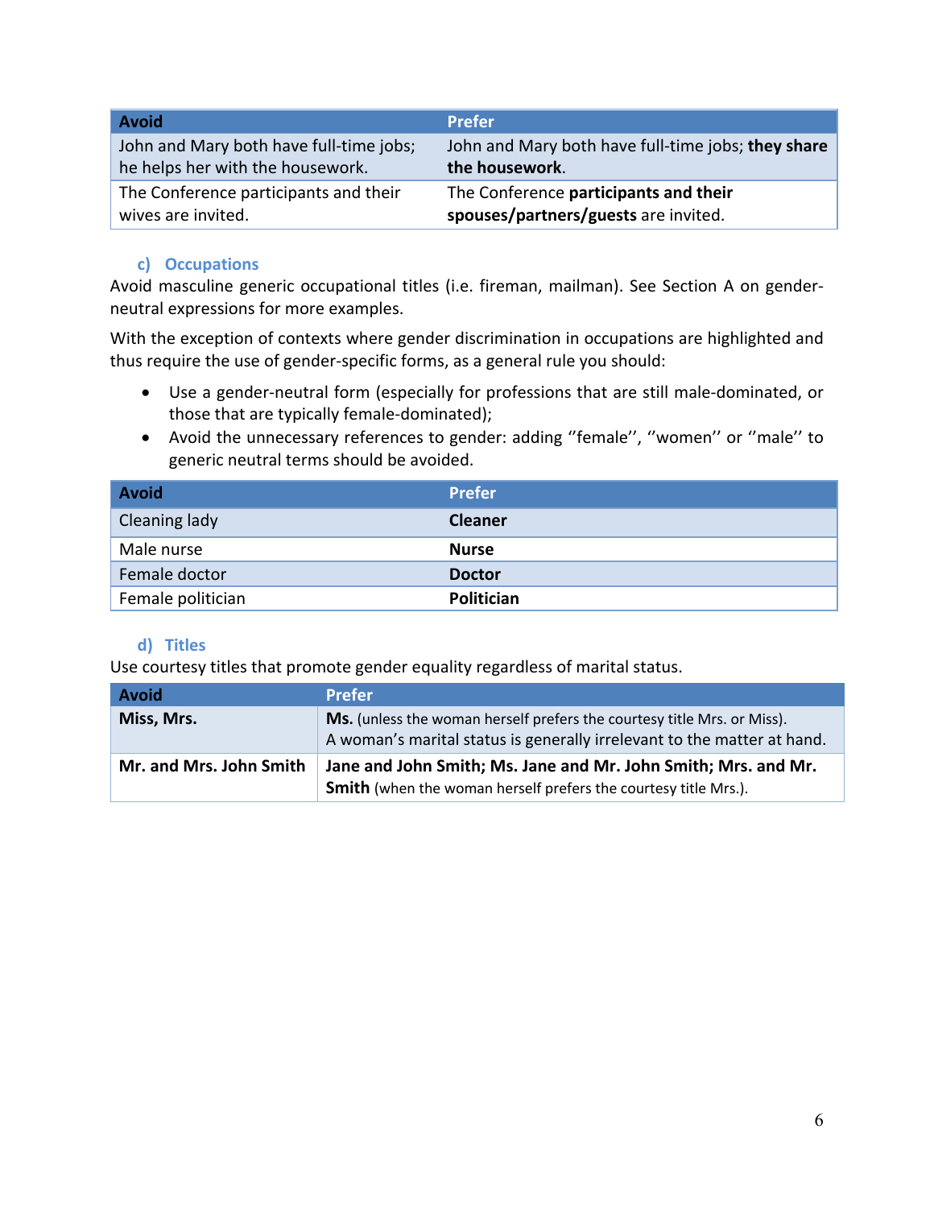| Avoid | Prefer |
|---|---|
| John and Mary both have full-time jobs; he helps her with the housework. | John and Mary both have full-time jobs; **they share the housework**. |
| The Conference participants and their wives are invited. | The Conference **participants and their spouses/partners/guests** are invited. |

### c) Occupations

Avoid masculine generic occupational titles (i.e. fireman, mailman). See Section A on gender-neutral expressions for more examples.

With the exception of contexts where gender discrimination in occupations are highlighted and thus require the use of gender-specific forms, as a general rule you should:

- Use a gender-neutral form (especially for professions that are still male-dominated, or those that are typically female-dominated);
- Avoid the unnecessary references to gender: adding ''female'', ''women'' or ''male'' to generic neutral terms should be avoided.

| Avoid | Prefer |
|---|---|
| Cleaning lady | **Cleaner** |
| Male nurse | **Nurse** |
| Female doctor | **Doctor** |
| Female politician | **Politician** |

### d) Titles

Use courtesy titles that promote gender equality regardless of marital status.

| Avoid | Prefer |
|---|---|
| **Miss, Mrs.** | **Ms.** (unless the woman herself prefers the courtesy title Mrs. or Miss). A woman's marital status is generally irrelevant to the matter at hand. |
| **Mr. and Mrs. John Smith** | **Jane and John Smith; Ms. Jane and Mr. John Smith; Mrs. and Mr. Smith** (when the woman herself prefers the courtesy title Mrs.). |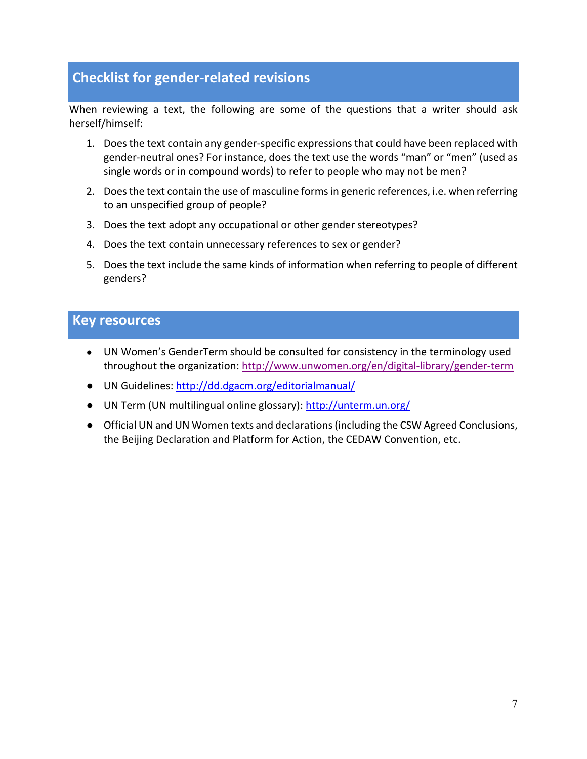## Checklist for gender-related revisions

When reviewing a text, the following are some of the questions that a writer should ask herself/himself:

1. Does the text contain any gender-specific expressions that could have been replaced with gender-neutral ones? For instance, does the text use the words "man" or "men" (used as single words or in compound words) to refer to people who may not be men?
2. Does the text contain the use of masculine forms in generic references, i.e. when referring to an unspecified group of people?
3. Does the text adopt any occupational or other gender stereotypes?
4. Does the text contain unnecessary references to sex or gender?
5. Does the text include the same kinds of information when referring to people of different genders?

## Key resources

- UN Women's GenderTerm should be consulted for consistency in the terminology used throughout the organization: http://www.unwomen.org/en/digital-library/gender-term
- UN Guidelines: http://dd.dgacm.org/editorialmanual/
- UN Term (UN multilingual online glossary): http://unterm.un.org/
- Official UN and UN Women texts and declarations (including the CSW Agreed Conclusions, the Beijing Declaration and Platform for Action, the CEDAW Convention, etc.